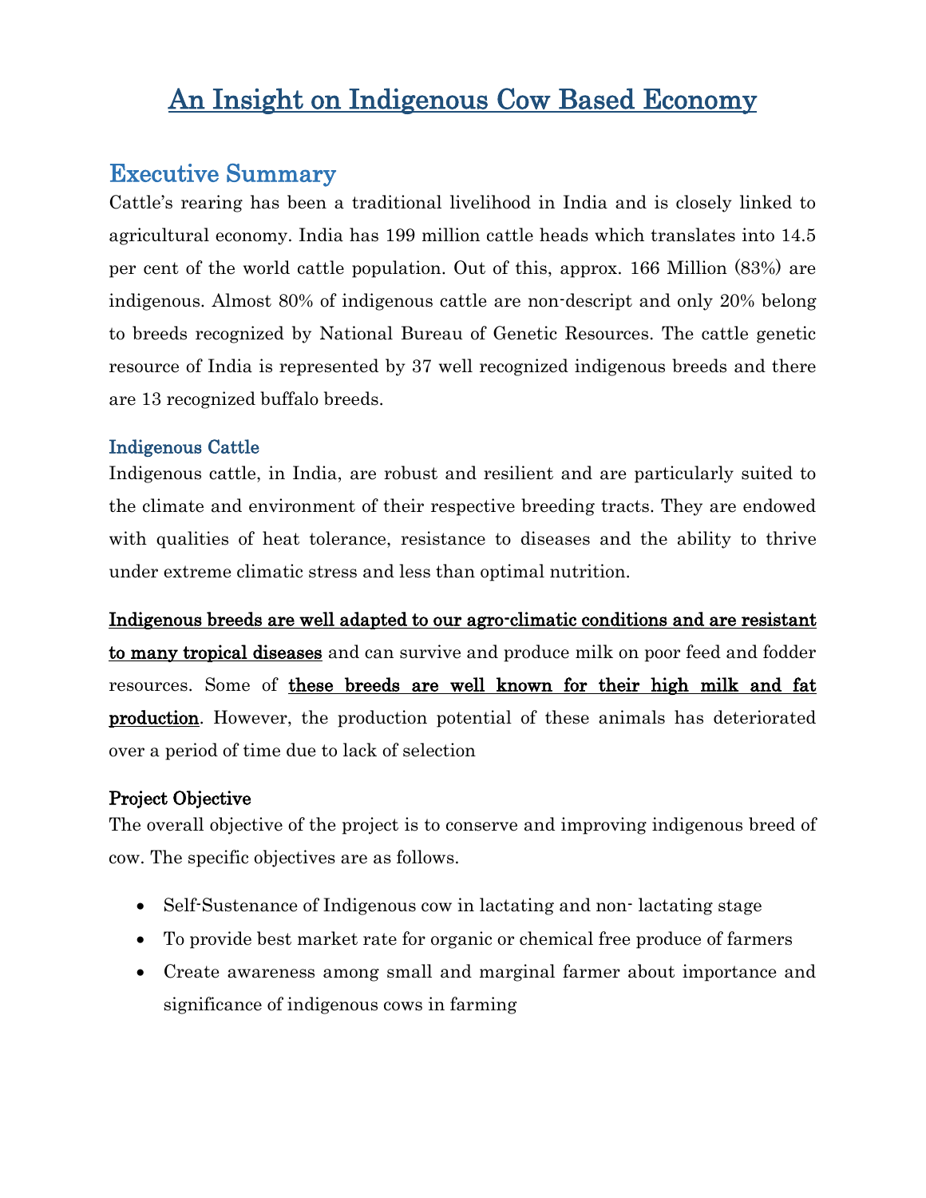# An Insight on Indigenous Cow Based Economy

## Executive Summary

Cattle's rearing has been a traditional livelihood in India and is closely linked to agricultural economy. India has 199 million cattle heads which translates into 14.5 per cent of the world cattle population. Out of this, approx. 166 Million (83%) are indigenous. Almost 80% of indigenous cattle are non-descript and only 20% belong to breeds recognized by National Bureau of Genetic Resources. The cattle genetic resource of India is represented by 37 well recognized indigenous breeds and there are 13 recognized buffalo breeds.

### Indigenous Cattle

Indigenous cattle, in India, are robust and resilient and are particularly suited to the climate and environment of their respective breeding tracts. They are endowed with qualities of heat tolerance, resistance to diseases and the ability to thrive under extreme climatic stress and less than optimal nutrition.

**Indigenous breeds are well adapted to our agro-climatic conditions and are resistant to many tropical diseases** and can survive and produce milk on poor feed and fodder resources. Some of **these breeds are well known for their high milk and fat production**. However, the production potential of these animals has deteriorated over a period of time due to lack of selection

### Project Objective

The overall objective of the project is to conserve and improving indigenous breed of cow. The specific objectives are as follows.

- Self-Sustenance of Indigenous cow in lactating and non- lactating stage
- To provide best market rate for organic or chemical free produce of farmers
- Create awareness among small and marginal farmer about importance and significance of indigenous cows in farming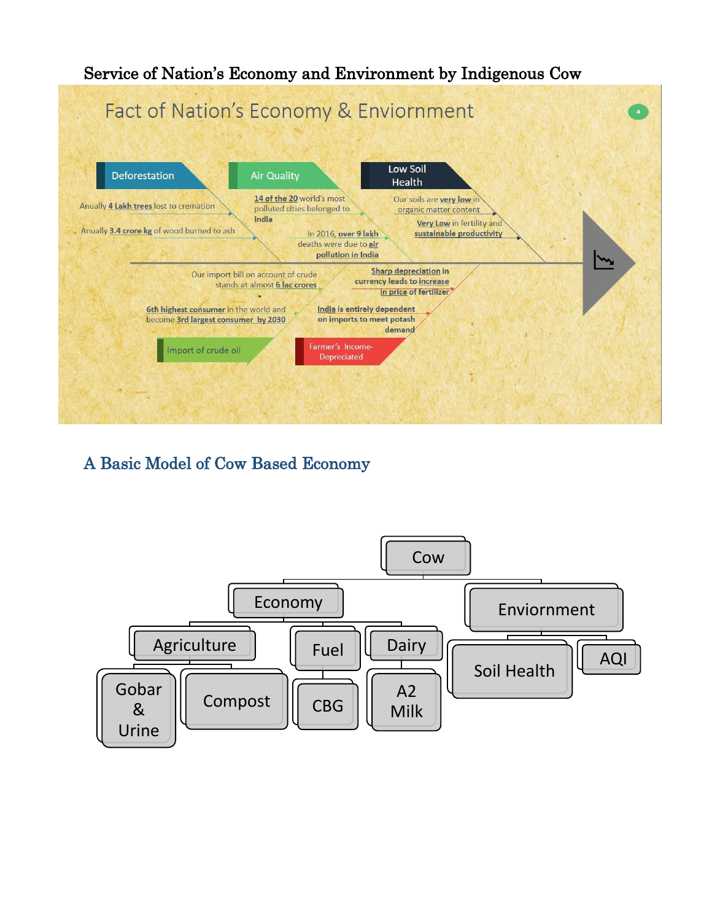Service of Nation's Economy and Environment by Indigenous Cow

## Fact of Nation's Economy & Enviornment

**Deforestation**
- Anually 4 Lakh trees lost to cremation
- Anually 3.4 crore kg of wood burned to ash

**Air Quality**
- 14 of the 20 world's most polluted cities belonged to India
- In 2016, over 9 lakh deaths were due to air pollution in India

**Low Soil Health**
- Our soils are very low in organic matter content
- Very Low in fertility and sustainable productivity

**Import of crude oil**
- Our import bill on account of crude stands at almost 6 lac crores
- 6th highest consumer in the world and become 3rd largest consumer by 2030

**Farmer's Income-Depreciated**
- Sharp depreciation in currency leads to increase in price of fertilizer
- India is entirely dependent on imports to meet potash demand

## A Basic Model of Cow Based Economy

- Cow
  - Economy
    - Agriculture
      - Gobar & Urine
      - Compost
    - Fuel
      - CBG
    - Dairy
      - A2 Milk
  - Enviornment
    - Soil Health
    - AQI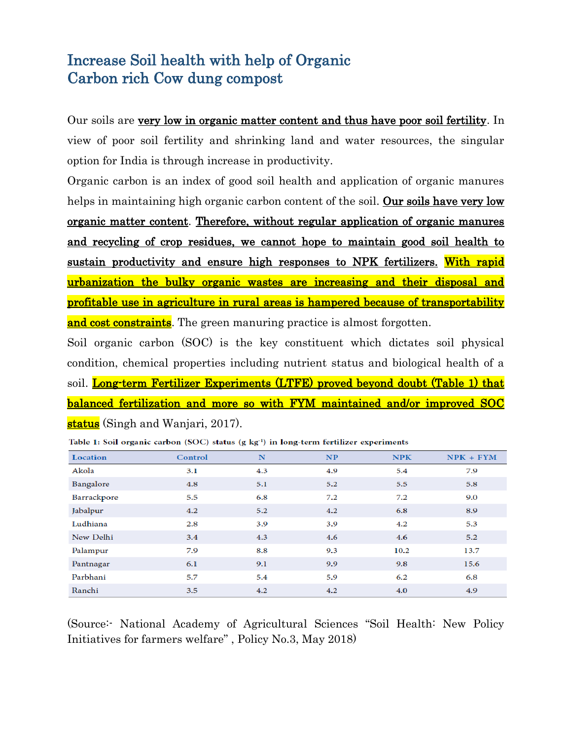# Increase Soil health with help of Organic Carbon rich Cow dung compost

Our soils are **very low in organic matter content and thus have poor soil fertility**. In view of poor soil fertility and shrinking land and water resources, the singular option for India is through increase in productivity.

Organic carbon is an index of good soil health and application of organic manures helps in maintaining high organic carbon content of the soil. **Our soils have very low organic matter content**. **Therefore, without regular application of organic manures and recycling of crop residues, we cannot hope to maintain good soil health to sustain productivity and ensure high responses to NPK fertilizers.** **With rapid urbanization the bulky organic wastes are increasing and their disposal and profitable use in agriculture in rural areas is hampered because of transportability and cost constraints**. The green manuring practice is almost forgotten.

Soil organic carbon (SOC) is the key constituent which dictates soil physical condition, chemical properties including nutrient status and biological health of a soil. **Long-term Fertilizer Experiments (LTFE) proved beyond doubt (Table 1) that balanced fertilization and more so with FYM maintained and/or improved SOC status** (Singh and Wanjari, 2017).

**Table 1: Soil organic carbon (SOC) status (g kg$^{-1}$) in long-term fertilizer experiments**

| Location | Control | N | NP | NPK | NPK + FYM |
|---|---|---|---|---|---|
| Akola | 3.1 | 4.3 | 4.9 | 5.4 | 7.9 |
| Bangalore | 4.8 | 5.1 | 5.2 | 5.5 | 5.8 |
| Barrackpore | 5.5 | 6.8 | 7.2 | 7.2 | 9.0 |
| Jabalpur | 4.2 | 5.2 | 4.2 | 6.8 | 8.9 |
| Ludhiana | 2.8 | 3.9 | 3.9 | 4.2 | 5.3 |
| New Delhi | 3.4 | 4.3 | 4.6 | 4.6 | 5.2 |
| Palampur | 7.9 | 8.8 | 9.3 | 10.2 | 13.7 |
| Pantnagar | 6.1 | 9.1 | 9.9 | 9.8 | 15.6 |
| Parbhani | 5.7 | 5.4 | 5.9 | 6.2 | 6.8 |
| Ranchi | 3.5 | 4.2 | 4.2 | 4.0 | 4.9 |

(Source:- National Academy of Agricultural Sciences "Soil Health: New Policy Initiatives for farmers welfare" , Policy No.3, May 2018)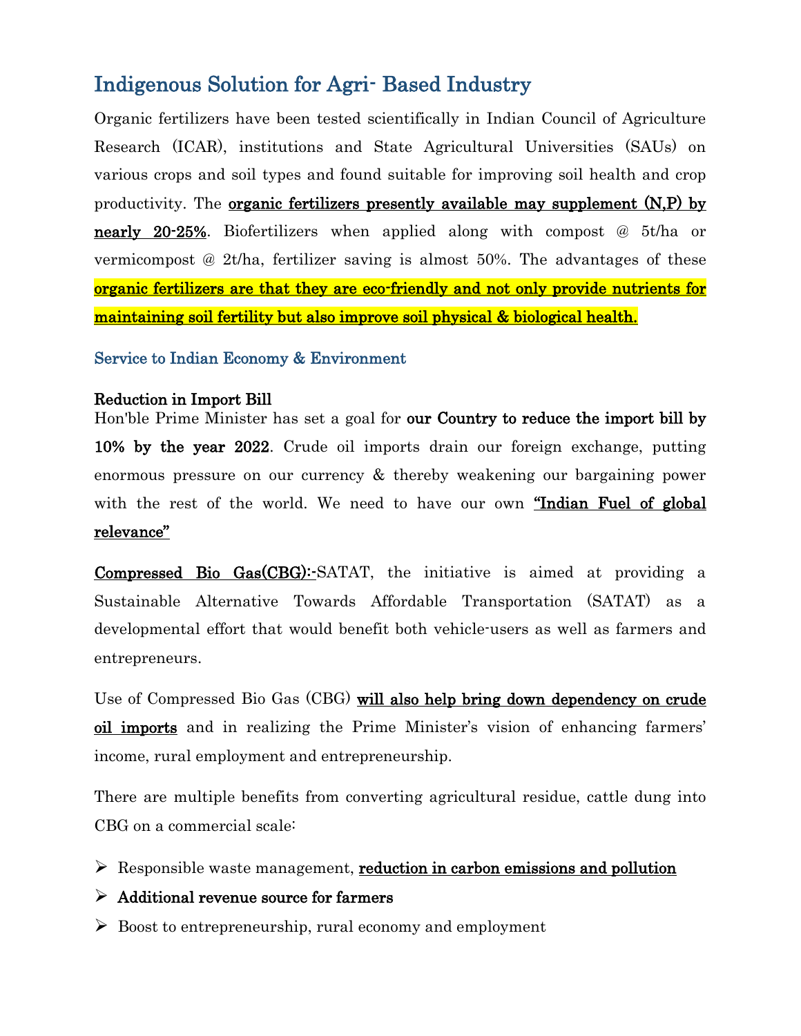## Indigenous Solution for Agri- Based Industry

Organic fertilizers have been tested scientifically in Indian Council of Agriculture Research (ICAR), institutions and State Agricultural Universities (SAUs) on various crops and soil types and found suitable for improving soil health and crop productivity. The **organic fertilizers presently available may supplement (N,P) by nearly 20-25%**. Biofertilizers when applied along with compost @ 5t/ha or vermicompost @ 2t/ha, fertilizer saving is almost 50%. The advantages of these **organic fertilizers are that they are eco-friendly and not only provide nutrients for maintaining soil fertility but also improve soil physical & biological health.**

### Service to Indian Economy & Environment

**Reduction in Import Bill**

Hon'ble Prime Minister has set a goal for **our Country to reduce the import bill by 10% by the year 2022**. Crude oil imports drain our foreign exchange, putting enormous pressure on our currency & thereby weakening our bargaining power with the rest of the world. We need to have our own **"Indian Fuel of global relevance"**

**Compressed Bio Gas(CBG):-**SATAT, the initiative is aimed at providing a Sustainable Alternative Towards Affordable Transportation (SATAT) as a developmental effort that would benefit both vehicle-users as well as farmers and entrepreneurs.

Use of Compressed Bio Gas (CBG) **will also help bring down dependency on crude oil imports** and in realizing the Prime Minister's vision of enhancing farmers' income, rural employment and entrepreneurship.

There are multiple benefits from converting agricultural residue, cattle dung into CBG on a commercial scale:

- Responsible waste management, **reduction in carbon emissions and pollution**
- **Additional revenue source for farmers**
- Boost to entrepreneurship, rural economy and employment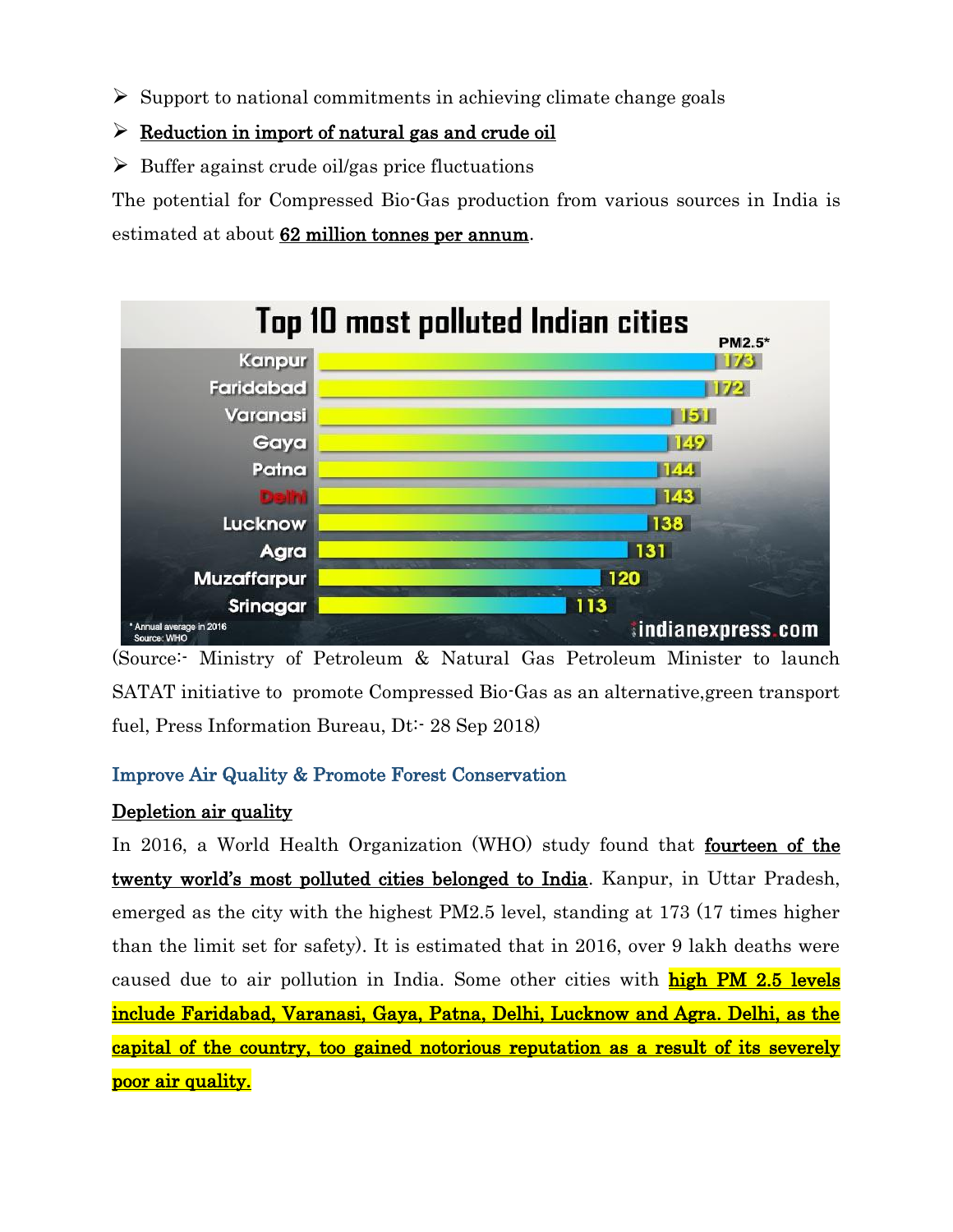- Support to national commitments in achieving climate change goals
- **Reduction in import of natural gas and crude oil**
- Buffer against crude oil/gas price fluctuations

The potential for Compressed Bio-Gas production from various sources in India is estimated at about **62 million tonnes per annum**.

**Top 10 most polluted Indian cities**

| City | PM2.5* |
|---|---|
| Kanpur | 173 |
| Faridabad | 172 |
| Varanasi | 151 |
| Gaya | 149 |
| Patna | 144 |
| Delhi | 143 |
| Lucknow | 138 |
| Agra | 131 |
| Muzaffarpur | 120 |
| Srinagar | 113 |

\* Annual average in 2016
Source: WHO
indianexpress.com

(Source:- Ministry of Petroleum & Natural Gas Petroleum Minister to launch SATAT initiative to promote Compressed Bio-Gas as an alternative,green transport fuel, Press Information Bureau, Dt:- 28 Sep 2018)

## Improve Air Quality & Promote Forest Conservation

**Depletion air quality**

In 2016, a World Health Organization (WHO) study found that **fourteen of the twenty world's most polluted cities belonged to India**. Kanpur, in Uttar Pradesh, emerged as the city with the highest PM2.5 level, standing at 173 (17 times higher than the limit set for safety). It is estimated that in 2016, over 9 lakh deaths were caused due to air pollution in India. Some other cities with **high PM 2.5 levels include Faridabad, Varanasi, Gaya, Patna, Delhi, Lucknow and Agra. Delhi, as the capital of the country, too gained notorious reputation as a result of its severely poor air quality.**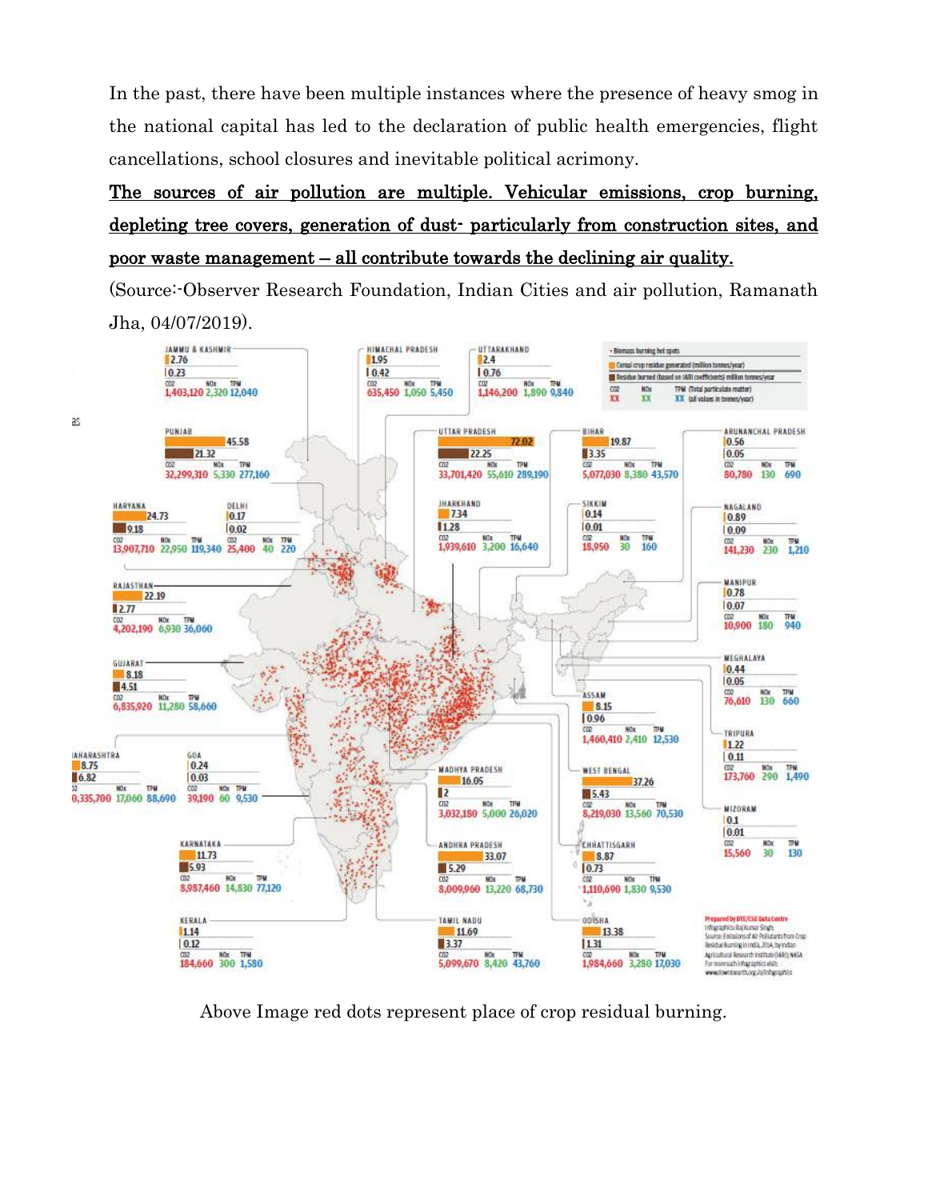In the past, there have been multiple instances where the presence of heavy smog in the national capital has led to the declaration of public health emergencies, flight cancellations, school closures and inevitable political acrimony.

**The sources of air pollution are multiple. Vehicular emissions, crop burning, depleting tree covers, generation of dust- particularly from construction sites, and poor waste management – all contribute towards the declining air quality.**

(Source:-Observer Research Foundation, Indian Cities and air pollution, Ramanath Jha, 04/07/2019).

Above Image red dots represent place of crop residual burning.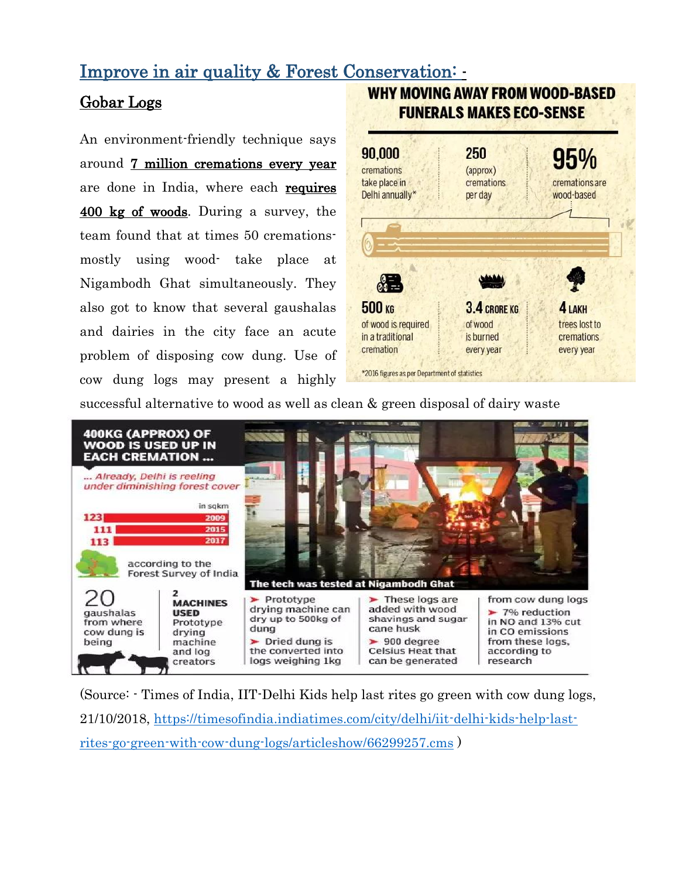## Improve in air quality & Forest Conservation: -

### Gobar Logs

An environment-friendly technique says around 7 million cremations every year are done in India, where each requires 400 kg of woods. During a survey, the team found that at times 50 cremations- mostly using wood- take place at Nigambodh Ghat simultaneously. They also got to know that several gaushalas and dairies in the city face an acute problem of disposing cow dung. Use of cow dung logs may present a highly successful alternative to wood as well as clean & green disposal of dairy waste

**WHY MOVING AWAY FROM WOOD-BASED FUNERALS MAKES ECO-SENSE**

- **90,000** cremations take place in Delhi annually*
- **250** (approx) cremations per day
- **95%** cremations are wood-based
- **500 KG** of wood is required in a traditional cremation
- **3.4 CRORE KG** of wood is burned every year
- **4 LAKH** trees lost to cremations every year

*2016 figures as per Department of statistics

**400KG (APPROX) OF WOOD IS USED UP IN EACH CREMATION ...**

*... Already, Delhi is reeling under diminishing forest cover*

| Year | Forest cover (in sqkm) |
|---|---|
| 2009 | 123 |
| 2015 | 111 |
| 2017 | 113 |

according to the Forest Survey of India

The tech was tested at Nigambodh Ghat

**20** gaushalas from where cow dung is being

**2 MACHINES USED** Prototype drying machine and log creators

- Prototype drying machine can dry up to 500kg of dung
- Dried dung is the converted into logs weighing 1kg
- These logs are added with wood shavings and sugar cane husk
- 900 degree Celsius Heat that can be generated from cow dung logs
- 7% reduction in NO and 13% cut in CO emissions from these logs, according to research

(Source: - Times of India, IIT-Delhi Kids help last rites go green with cow dung logs, 21/10/2018, https://timesofindia.indiatimes.com/city/delhi/iit-delhi-kids-help-last-rites-go-green-with-cow-dung-logs/articleshow/66299257.cms )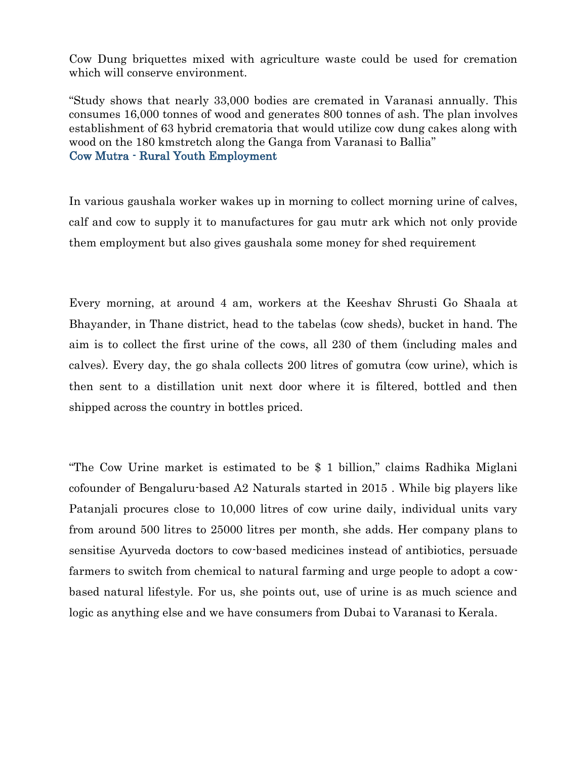Cow Dung briquettes mixed with agriculture waste could be used for cremation which will conserve environment.

"Study shows that nearly 33,000 bodies are cremated in Varanasi annually. This consumes 16,000 tonnes of wood and generates 800 tonnes of ash. The plan involves establishment of 63 hybrid crematoria that would utilize cow dung cakes along with wood on the 180 kmstretch along the Ganga from Varanasi to Ballia"

## Cow Mutra - Rural Youth Employment

In various gaushala worker wakes up in morning to collect morning urine of calves, calf and cow to supply it to manufactures for gau mutr ark which not only provide them employment but also gives gaushala some money for shed requirement

Every morning, at around 4 am, workers at the Keeshav Shrusti Go Shaala at Bhayander, in Thane district, head to the tabelas (cow sheds), bucket in hand. The aim is to collect the first urine of the cows, all 230 of them (including males and calves). Every day, the go shala collects 200 litres of gomutra (cow urine), which is then sent to a distillation unit next door where it is filtered, bottled and then shipped across the country in bottles priced.

"The Cow Urine market is estimated to be $ 1 billion," claims Radhika Miglani cofounder of Bengaluru-based A2 Naturals started in 2015 . While big players like Patanjali procures close to 10,000 litres of cow urine daily, individual units vary from around 500 litres to 25000 litres per month, she adds. Her company plans to sensitise Ayurveda doctors to cow-based medicines instead of antibiotics, persuade farmers to switch from chemical to natural farming and urge people to adopt a cow-based natural lifestyle. For us, she points out, use of urine is as much science and logic as anything else and we have consumers from Dubai to Varanasi to Kerala.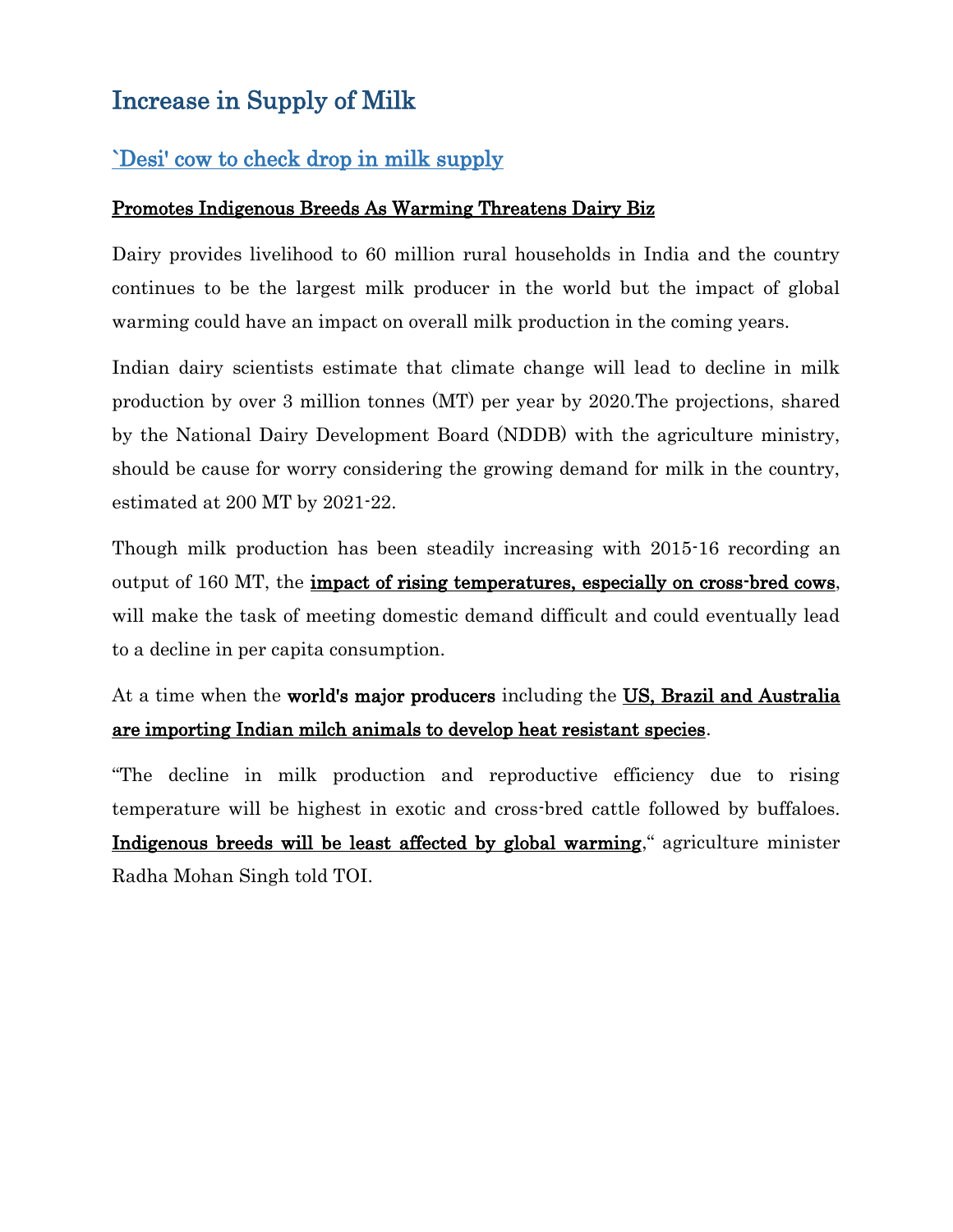## Increase in Supply of Milk

### `Desi' cow to check drop in milk supply

**Promotes Indigenous Breeds As Warming Threatens Dairy Biz**

Dairy provides livelihood to 60 million rural households in India and the country continues to be the largest milk producer in the world but the impact of global warming could have an impact on overall milk production in the coming years.

Indian dairy scientists estimate that climate change will lead to decline in milk production by over 3 million tonnes (MT) per year by 2020.The projections, shared by the National Dairy Development Board (NDDB) with the agriculture ministry, should be cause for worry considering the growing demand for milk in the country, estimated at 200 MT by 2021-22.

Though milk production has been steadily increasing with 2015-16 recording an output of 160 MT, the **impact of rising temperatures, especially on cross-bred cows**, will make the task of meeting domestic demand difficult and could eventually lead to a decline in per capita consumption.

At a time when the **world's major producers** including the **US, Brazil and Australia are importing Indian milch animals to develop heat resistant species**.

"The decline in milk production and reproductive efficiency due to rising temperature will be highest in exotic and cross-bred cattle followed by buffaloes. **Indigenous breeds will be least affected by global warming**," agriculture minister Radha Mohan Singh told TOI.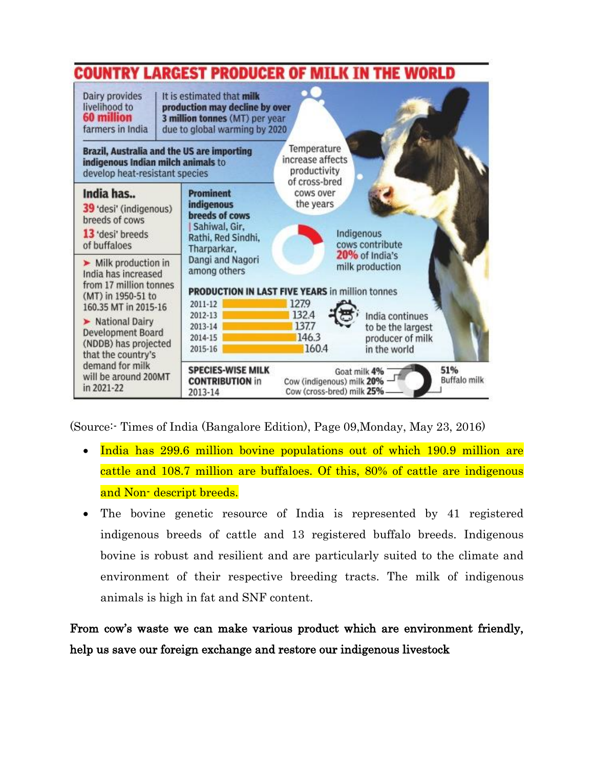## COUNTRY LARGEST PRODUCER OF MILK IN THE WORLD

Dairy provides livelihood to **60 million** farmers in India

It is estimated that **milk production may decline by over 3 million tonnes** (MT) per year due to global warming by 2020

**Brazil, Australia and the US are importing indigenous Indian milch animals** to develop heat-resistant species

Temperature increase affects productivity of cross-bred cows over the years

**India has..**

**39** 'desi' (indigenous) breeds of cows

**13** 'desi' breeds of buffaloes

- Milk production in India has increased from 17 million tonnes (MT) in 1950-51 to 160.35 MT in 2015-16
- National Dairy Development Board (NDDB) has projected that the country's demand for milk will be around 200MT in 2021-22

**Prominent indigenous breeds of cows** | Sahiwal, Gir, Rathi, Red Sindhi, Tharparkar, Dangi and Nagori among others

Indigenous cows contribute **20%** of India's milk production

**PRODUCTION IN LAST FIVE YEARS** in million tonnes

| Year | Production |
|---|---|
| 2011-12 | 127.9 |
| 2012-13 | 132.4 |
| 2013-14 | 137.7 |
| 2014-15 | 146.3 |
| 2015-16 | 160.4 |

India continues to be the largest producer of milk in the world

**SPECIES-WISE MILK CONTRIBUTION** in 2013-14

- Goat milk **4%**
- Cow (indigenous) milk **20%**
- Cow (cross-bred) milk **25%**
- **51%** Buffalo milk

(Source:- Times of India (Bangalore Edition), Page 09,Monday, May 23, 2016)

- India has 299.6 million bovine populations out of which 190.9 million are cattle and 108.7 million are buffaloes. Of this, 80% of cattle are indigenous and Non- descript breeds.
- The bovine genetic resource of India is represented by 41 registered indigenous breeds of cattle and 13 registered buffalo breeds. Indigenous bovine is robust and resilient and are particularly suited to the climate and environment of their respective breeding tracts. The milk of indigenous animals is high in fat and SNF content.

**From cow's waste we can make various product which are environment friendly, help us save our foreign exchange and restore our indigenous livestock**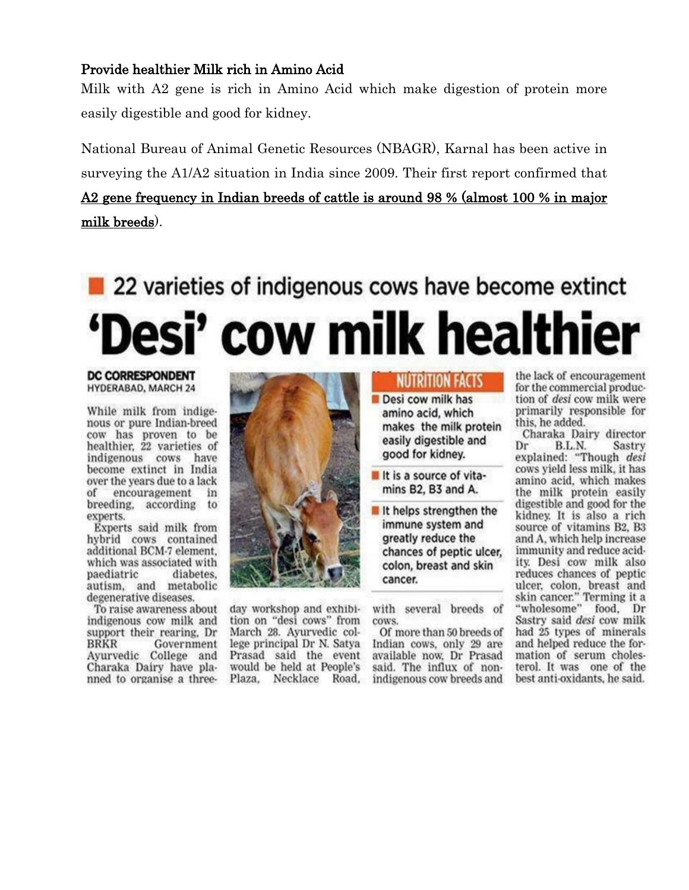**Provide healthier Milk rich in Amino Acid**

Milk with A2 gene is rich in Amino Acid which make digestion of protein more easily digestible and good for kidney.

National Bureau of Animal Genetic Resources (NBAGR), Karnal has been active in surveying the A1/A2 situation in India since 2009. Their first report confirmed that **A2 gene frequency in Indian breeds of cattle is around 98 % (almost 100 % in major milk breeds)**.

## 22 varieties of indigenous cows have become extinct

# 'Desi' cow milk healthier

**DC CORRESPONDENT**
HYDERABAD, MARCH 24

While milk from indigenous or pure Indian-breed cow has proven to be healthier, 22 varieties of indigenous cows have become extinct in India over the years due to a lack of encouragement in breeding, according to experts.

Experts said milk from hybrid cows contained additional BCM-7 element, which was associated with paediatric diabetes, autism, and metabolic degenerative diseases.

To raise awareness about indigenous cow milk and support their rearing, Dr BRKR Government Ayurvedic College and Charaka Dairy have planned to organise a three-day workshop and exhibition on "desi cows" from March 28. Ayurvedic college principal Dr N. Satya Prasad said the event would be held at People's Plaza, Necklace Road, with several breeds of cows.

Of more than 50 breeds of Indian cows, only 29 are available now, Dr Prasad said. The influx of non-indigenous cow breeds and the lack of encouragement for the commercial production of *desi* cow milk were primarily responsible for this, he added.

Charaka Dairy director Dr B.L.N. Sastry explained: "Though *desi* cows yield less milk, it has amino acid, which makes the milk protein easily digestible and good for the kidney. It is also a rich source of vitamins B2, B3 and A, which help increase immunity and reduce acidity. Desi cow milk also reduces chances of peptic ulcer, colon, breast and skin cancer." Terming it a "wholesome" food, Dr Sastry said *desi* cow milk had 25 types of minerals and helped reduce the formation of serum cholesterol. It was one of the best anti-oxidants, he said.

**NUTRITION FACTS**

- Desi cow milk has amino acid, which makes the milk protein easily digestible and good for kidney.
- It is a source of vitamins B2, B3 and A.
- It helps strengthen the immune system and greatly reduce the chances of peptic ulcer, colon, breast and skin cancer.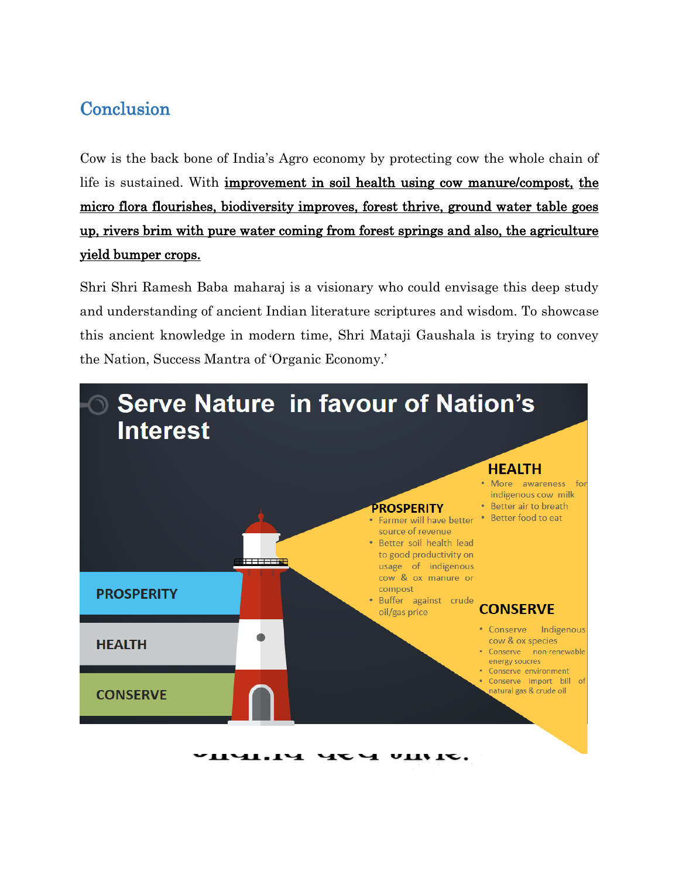## Conclusion

Cow is the back bone of India's Agro economy by protecting cow the whole chain of life is sustained. With **improvement in soil health using cow manure/compost, the micro flora flourishes, biodiversity improves, forest thrive, ground water table goes up, rivers brim with pure water coming from forest springs and also, the agriculture yield bumper crops.**

Shri Shri Ramesh Baba maharaj is a visionary who could envisage this deep study and understanding of ancient Indian literature scriptures and wisdom. To showcase this ancient knowledge in modern time, Shri Mataji Gaushala is trying to convey the Nation, Success Mantra of 'Organic Economy.'

Serve Nature in favour of Nation's Interest

PROSPERITY

HEALTH

CONSERVE

PROSPERITY
- Farmer will have better source of revenue
- Better soil health lead to good productivity on usage of indigenous cow & ox manure or compost
- Buffer against crude oil/gas price

HEALTH
- More awareness for indigenous cow milk
- Better air to breath
- Better food to eat

CONSERVE
- Conserve Indigenous cow & ox species
- Conserve non-renewable energy soucres
- Conserve environment
- Conserve import bill of natural gas & crude oil